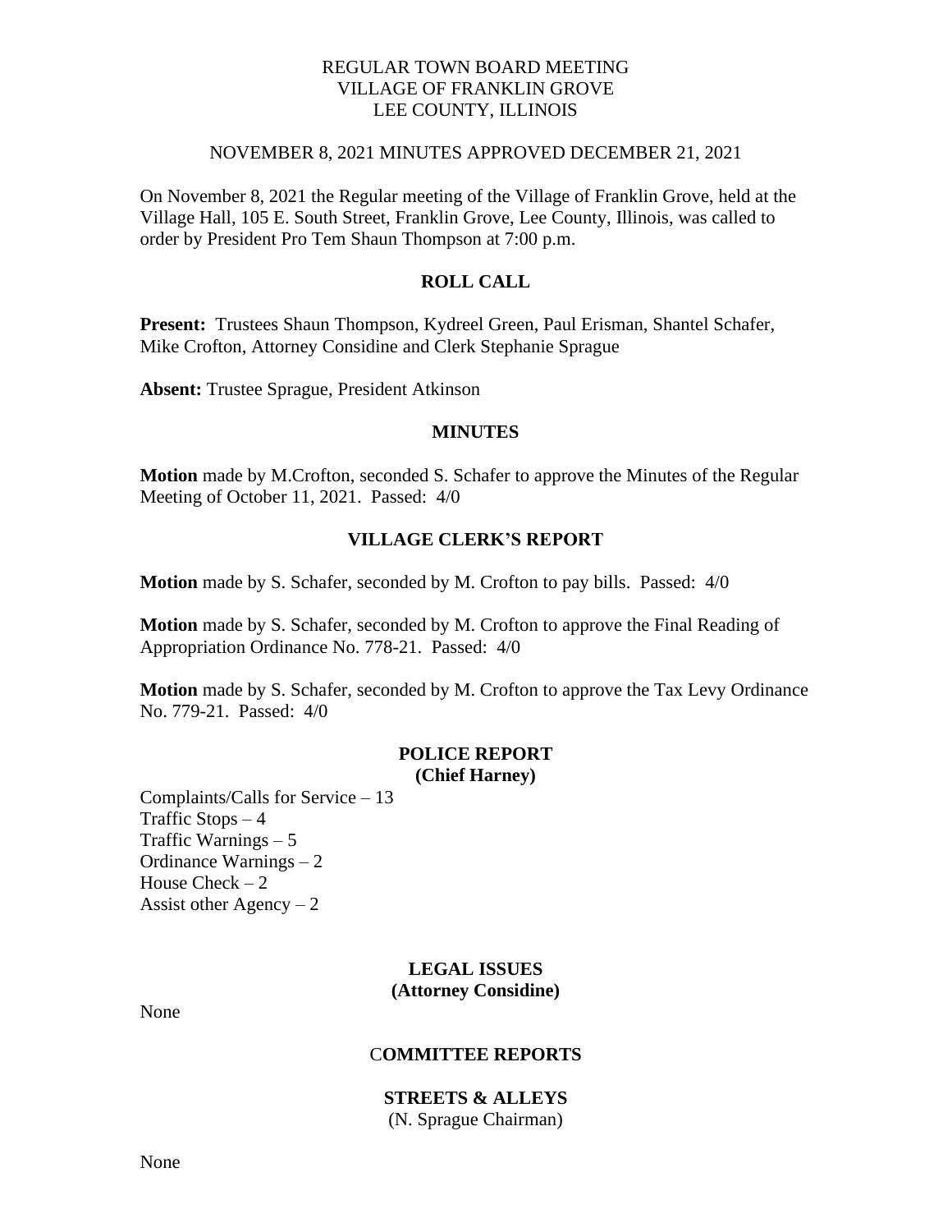# REGULAR TOWN BOARD MEETING
# VILLAGE OF FRANKLIN GROVE
# LEE COUNTY, ILLINOIS

NOVEMBER 8, 2021 MINUTES APPROVED DECEMBER 21, 2021

On November 8, 2021 the Regular meeting of the Village of Franklin Grove, held at the Village Hall, 105 E. South Street, Franklin Grove, Lee County, Illinois, was called to order by President Pro Tem Shaun Thompson at 7:00 p.m.

## ROLL CALL

**Present:** Trustees Shaun Thompson, Kydreel Green, Paul Erisman, Shantel Schafer, Mike Crofton, Attorney Considine and Clerk Stephanie Sprague

**Absent:** Trustee Sprague, President Atkinson

## MINUTES

**Motion** made by M.Crofton, seconded S. Schafer to approve the Minutes of the Regular Meeting of October 11, 2021. Passed: 4/0

## VILLAGE CLERK'S REPORT

**Motion** made by S. Schafer, seconded by M. Crofton to pay bills. Passed: 4/0

**Motion** made by S. Schafer, seconded by M. Crofton to approve the Final Reading of Appropriation Ordinance No. 778-21. Passed: 4/0

**Motion** made by S. Schafer, seconded by M. Crofton to approve the Tax Levy Ordinance No. 779-21. Passed: 4/0

## POLICE REPORT
**(Chief Harney)**

Complaints/Calls for Service – 13
Traffic Stops – 4
Traffic Warnings – 5
Ordinance Warnings – 2
House Check – 2
Assist other Agency – 2

## LEGAL ISSUES
**(Attorney Considine)**

None

## COMMITTEE REPORTS

### STREETS & ALLEYS
(N. Sprague Chairman)

None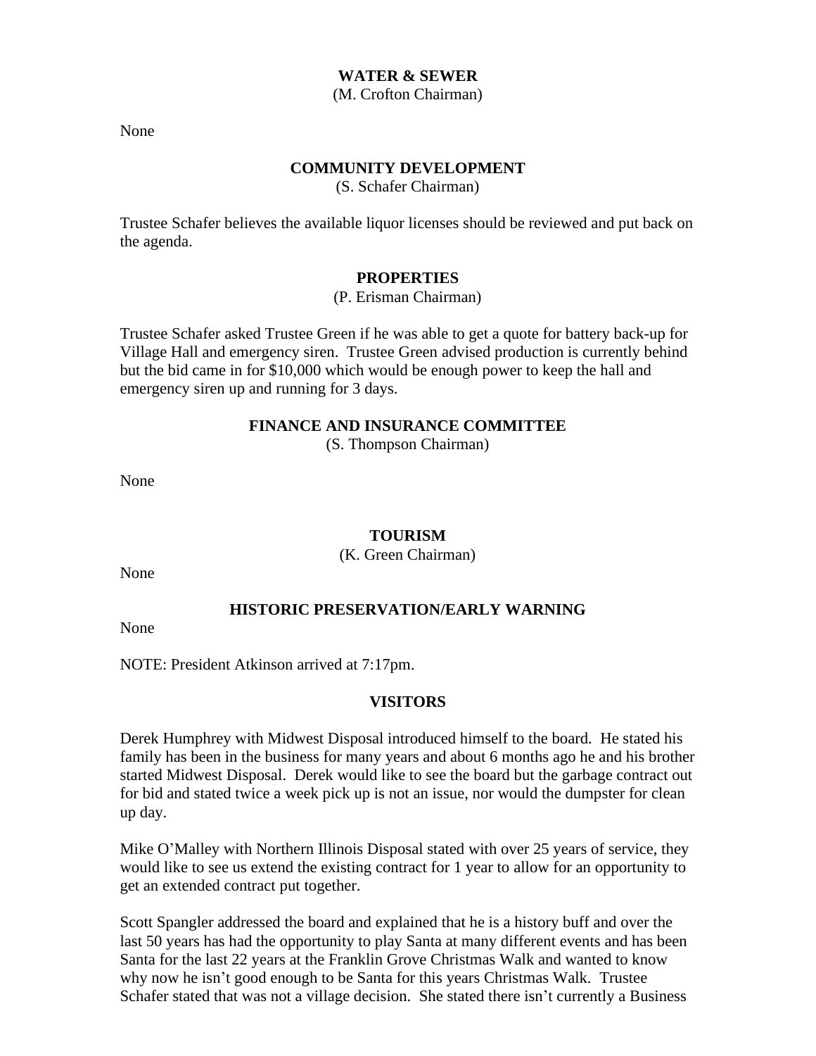**WATER & SEWER**
(M. Crofton Chairman)

None

**COMMUNITY DEVELOPMENT**
(S. Schafer Chairman)

Trustee Schafer believes the available liquor licenses should be reviewed and put back on the agenda.

**PROPERTIES**
(P. Erisman Chairman)

Trustee Schafer asked Trustee Green if he was able to get a quote for battery back-up for Village Hall and emergency siren. Trustee Green advised production is currently behind but the bid came in for $10,000 which would be enough power to keep the hall and emergency siren up and running for 3 days.

**FINANCE AND INSURANCE COMMITTEE**
(S. Thompson Chairman)

None

**TOURISM**
(K. Green Chairman)

None

**HISTORIC PRESERVATION/EARLY WARNING**

None

NOTE: President Atkinson arrived at 7:17pm.

**VISITORS**

Derek Humphrey with Midwest Disposal introduced himself to the board. He stated his family has been in the business for many years and about 6 months ago he and his brother started Midwest Disposal. Derek would like to see the board but the garbage contract out for bid and stated twice a week pick up is not an issue, nor would the dumpster for clean up day.

Mike O'Malley with Northern Illinois Disposal stated with over 25 years of service, they would like to see us extend the existing contract for 1 year to allow for an opportunity to get an extended contract put together.

Scott Spangler addressed the board and explained that he is a history buff and over the last 50 years has had the opportunity to play Santa at many different events and has been Santa for the last 22 years at the Franklin Grove Christmas Walk and wanted to know why now he isn't good enough to be Santa for this years Christmas Walk. Trustee Schafer stated that was not a village decision. She stated there isn't currently a Business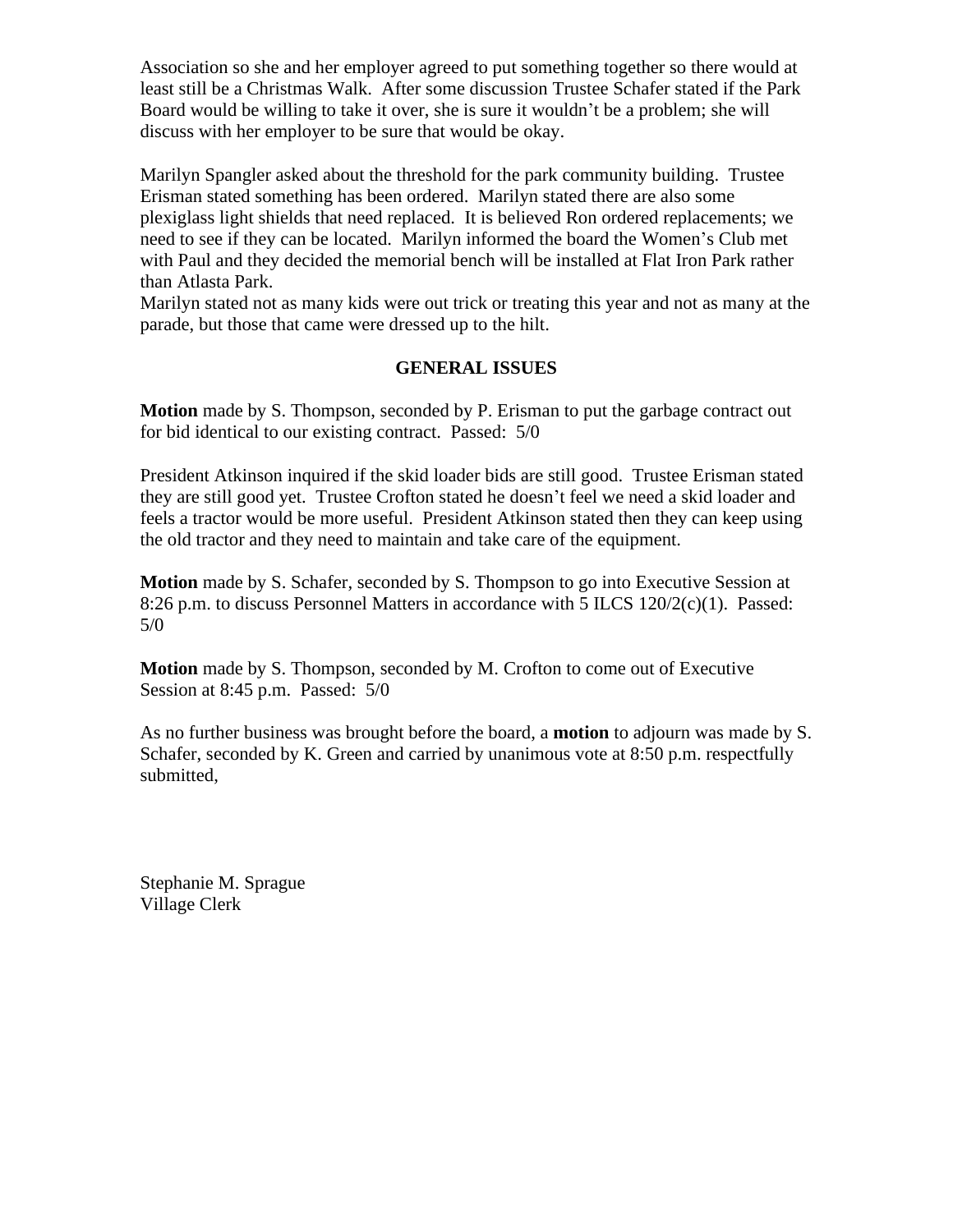Association so she and her employer agreed to put something together so there would at least still be a Christmas Walk. After some discussion Trustee Schafer stated if the Park Board would be willing to take it over, she is sure it wouldn't be a problem; she will discuss with her employer to be sure that would be okay.

Marilyn Spangler asked about the threshold for the park community building. Trustee Erisman stated something has been ordered. Marilyn stated there are also some plexiglass light shields that need replaced. It is believed Ron ordered replacements; we need to see if they can be located. Marilyn informed the board the Women's Club met with Paul and they decided the memorial bench will be installed at Flat Iron Park rather than Atlasta Park.
Marilyn stated not as many kids were out trick or treating this year and not as many at the parade, but those that came were dressed up to the hilt.

## GENERAL ISSUES

**Motion** made by S. Thompson, seconded by P. Erisman to put the garbage contract out for bid identical to our existing contract. Passed: 5/0

President Atkinson inquired if the skid loader bids are still good. Trustee Erisman stated they are still good yet. Trustee Crofton stated he doesn't feel we need a skid loader and feels a tractor would be more useful. President Atkinson stated then they can keep using the old tractor and they need to maintain and take care of the equipment.

**Motion** made by S. Schafer, seconded by S. Thompson to go into Executive Session at 8:26 p.m. to discuss Personnel Matters in accordance with 5 ILCS 120/2(c)(1). Passed: 5/0

**Motion** made by S. Thompson, seconded by M. Crofton to come out of Executive Session at 8:45 p.m. Passed: 5/0

As no further business was brought before the board, a **motion** to adjourn was made by S. Schafer, seconded by K. Green and carried by unanimous vote at 8:50 p.m. respectfully submitted,

Stephanie M. Sprague
Village Clerk